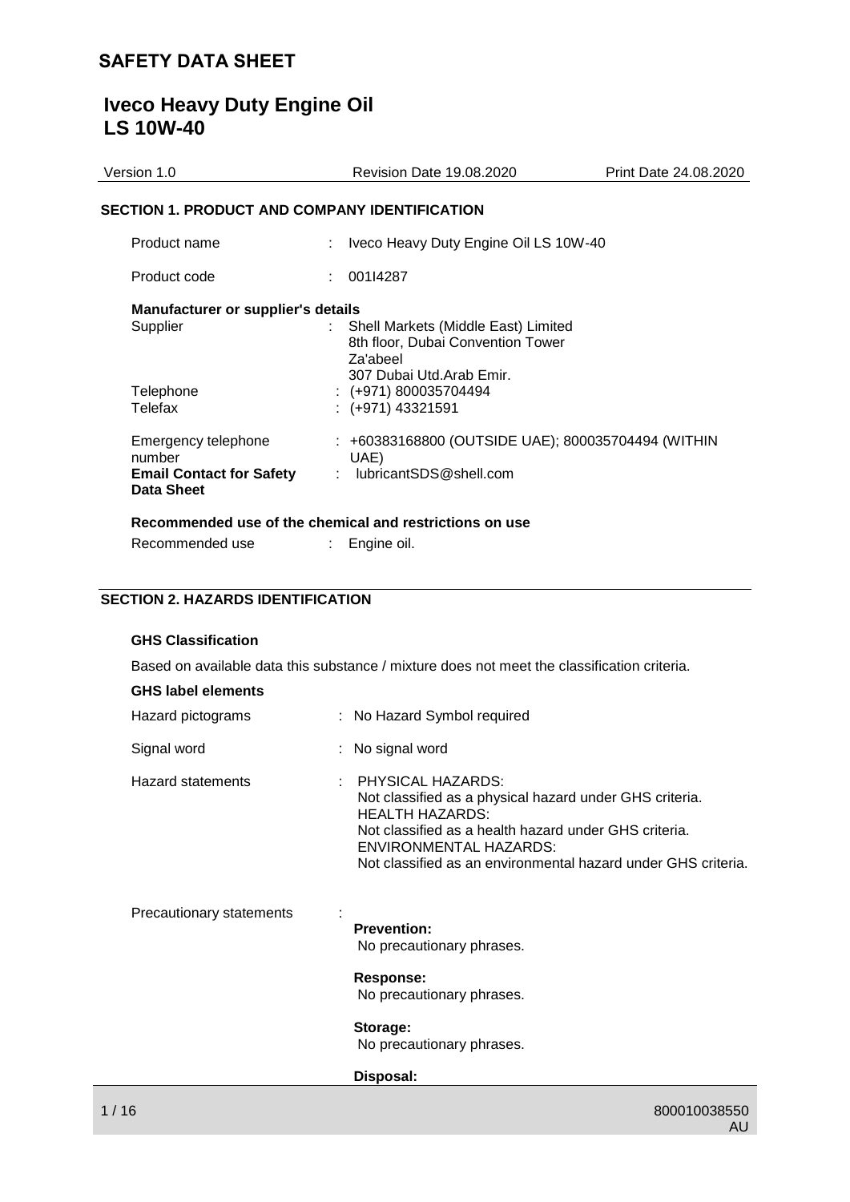# SAFETY DATA SHEET

## Iveco Heavy Duty Engine Oil LS 10W-40

| Version 1.0 | Revision Date 19.08.2020 | Print Date 24.08.2020 |
|---|---|---|

### SECTION 1. PRODUCT AND COMPANY IDENTIFICATION

Product name : Iveco Heavy Duty Engine Oil LS 10W-40

Product code : 001I4287

**Manufacturer or supplier's details**

Supplier : Shell Markets (Middle East) Limited
8th floor, Dubai Convention Tower
Za'abeel
307 Dubai Utd.Arab Emir.

Telephone : (+971) 800035704494

Telefax : (+971) 43321591

Emergency telephone number : +60383168800 (OUTSIDE UAE); 800035704494 (WITHIN UAE)

**Email Contact for Safety Data Sheet** : lubricantSDS@shell.com

**Recommended use of the chemical and restrictions on use**

Recommended use : Engine oil.

### SECTION 2. HAZARDS IDENTIFICATION

**GHS Classification**

Based on available data this substance / mixture does not meet the classification criteria.

**GHS label elements**

Hazard pictograms : No Hazard Symbol required

Signal word : No signal word

Hazard statements : PHYSICAL HAZARDS:
Not classified as a physical hazard under GHS criteria.
HEALTH HAZARDS:
Not classified as a health hazard under GHS criteria.
ENVIRONMENTAL HAZARDS:
Not classified as an environmental hazard under GHS criteria.

Precautionary statements :

**Prevention:**
No precautionary phrases.

**Response:**
No precautionary phrases.

**Storage:**
No precautionary phrases.

**Disposal:**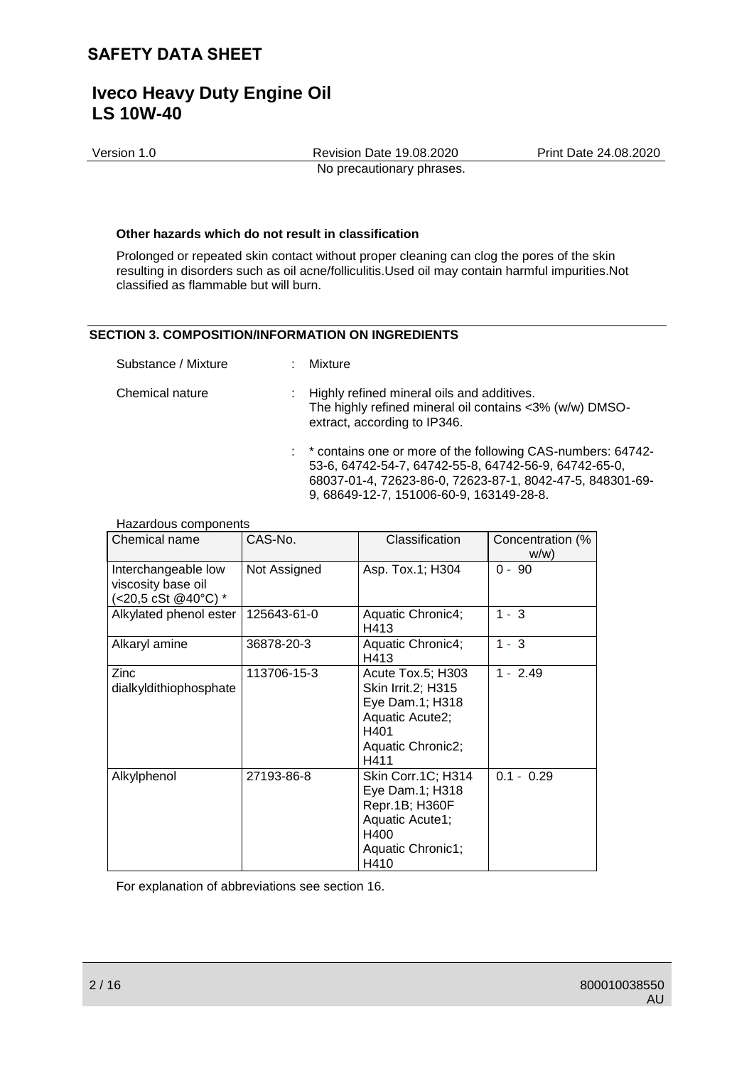No precautionary phrases.

**Other hazards which do not result in classification**

Prolonged or repeated skin contact without proper cleaning can clog the pores of the skin resulting in disorders such as oil acne/folliculitis.Used oil may contain harmful impurities.Not classified as flammable but will burn.

## SECTION 3. COMPOSITION/INFORMATION ON INGREDIENTS

Substance / Mixture : Mixture

Chemical nature : Highly refined mineral oils and additives.
The highly refined mineral oil contains <3% (w/w) DMSO-extract, according to IP346.

: * contains one or more of the following CAS-numbers: 64742-53-6, 64742-54-7, 64742-55-8, 64742-56-9, 64742-65-0, 68037-01-4, 72623-86-0, 72623-87-1, 8042-47-5, 848301-69-9, 68649-12-7, 151006-60-9, 163149-28-8.

Hazardous components

| Chemical name | CAS-No. | Classification | Concentration (% w/w) |
|---|---|---|---|
| Interchangeable low viscosity base oil (<20,5 cSt @40°C) * | Not Assigned | Asp. Tox.1; H304 | 0 - 90 |
| Alkylated phenol ester | 125643-61-0 | Aquatic Chronic4; H413 | 1 - 3 |
| Alkaryl amine | 36878-20-3 | Aquatic Chronic4; H413 | 1 - 3 |
| Zinc dialkyldithiophosphate | 113706-15-3 | Acute Tox.5; H303<br>Skin Irrit.2; H315<br>Eye Dam.1; H318<br>Aquatic Acute2; H401<br>Aquatic Chronic2; H411 | 1 - 2.49 |
| Alkylphenol | 27193-86-8 | Skin Corr.1C; H314<br>Eye Dam.1; H318<br>Repr.1B; H360F<br>Aquatic Acute1; H400<br>Aquatic Chronic1; H410 | 0.1 - 0.29 |

For explanation of abbreviations see section 16.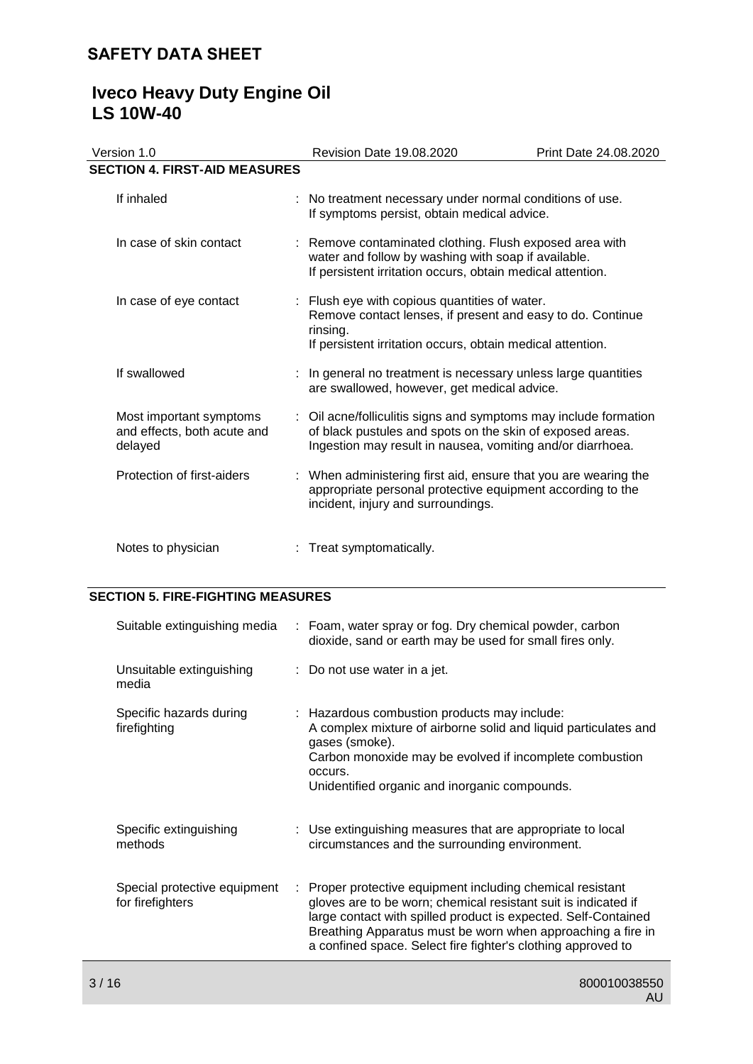## SECTION 4. FIRST-AID MEASURES

| | |
|---|---|
| If inhaled | : No treatment necessary under normal conditions of use. If symptoms persist, obtain medical advice. |
| In case of skin contact | : Remove contaminated clothing. Flush exposed area with water and follow by washing with soap if available. If persistent irritation occurs, obtain medical attention. |
| In case of eye contact | : Flush eye with copious quantities of water. Remove contact lenses, if present and easy to do. Continue rinsing. If persistent irritation occurs, obtain medical attention. |
| If swallowed | : In general no treatment is necessary unless large quantities are swallowed, however, get medical advice. |
| Most important symptoms and effects, both acute and delayed | : Oil acne/folliculitis signs and symptoms may include formation of black pustules and spots on the skin of exposed areas. Ingestion may result in nausea, vomiting and/or diarrhoea. |
| Protection of first-aiders | : When administering first aid, ensure that you are wearing the appropriate personal protective equipment according to the incident, injury and surroundings. |
| Notes to physician | : Treat symptomatically. |

## SECTION 5. FIRE-FIGHTING MEASURES

| | |
|---|---|
| Suitable extinguishing media | : Foam, water spray or fog. Dry chemical powder, carbon dioxide, sand or earth may be used for small fires only. |
| Unsuitable extinguishing media | : Do not use water in a jet. |
| Specific hazards during firefighting | : Hazardous combustion products may include: A complex mixture of airborne solid and liquid particulates and gases (smoke). Carbon monoxide may be evolved if incomplete combustion occurs. Unidentified organic and inorganic compounds. |
| Specific extinguishing methods | : Use extinguishing measures that are appropriate to local circumstances and the surrounding environment. |
| Special protective equipment for firefighters | : Proper protective equipment including chemical resistant gloves are to be worn; chemical resistant suit is indicated if large contact with spilled product is expected. Self-Contained Breathing Apparatus must be worn when approaching a fire in a confined space. Select fire fighter's clothing approved to |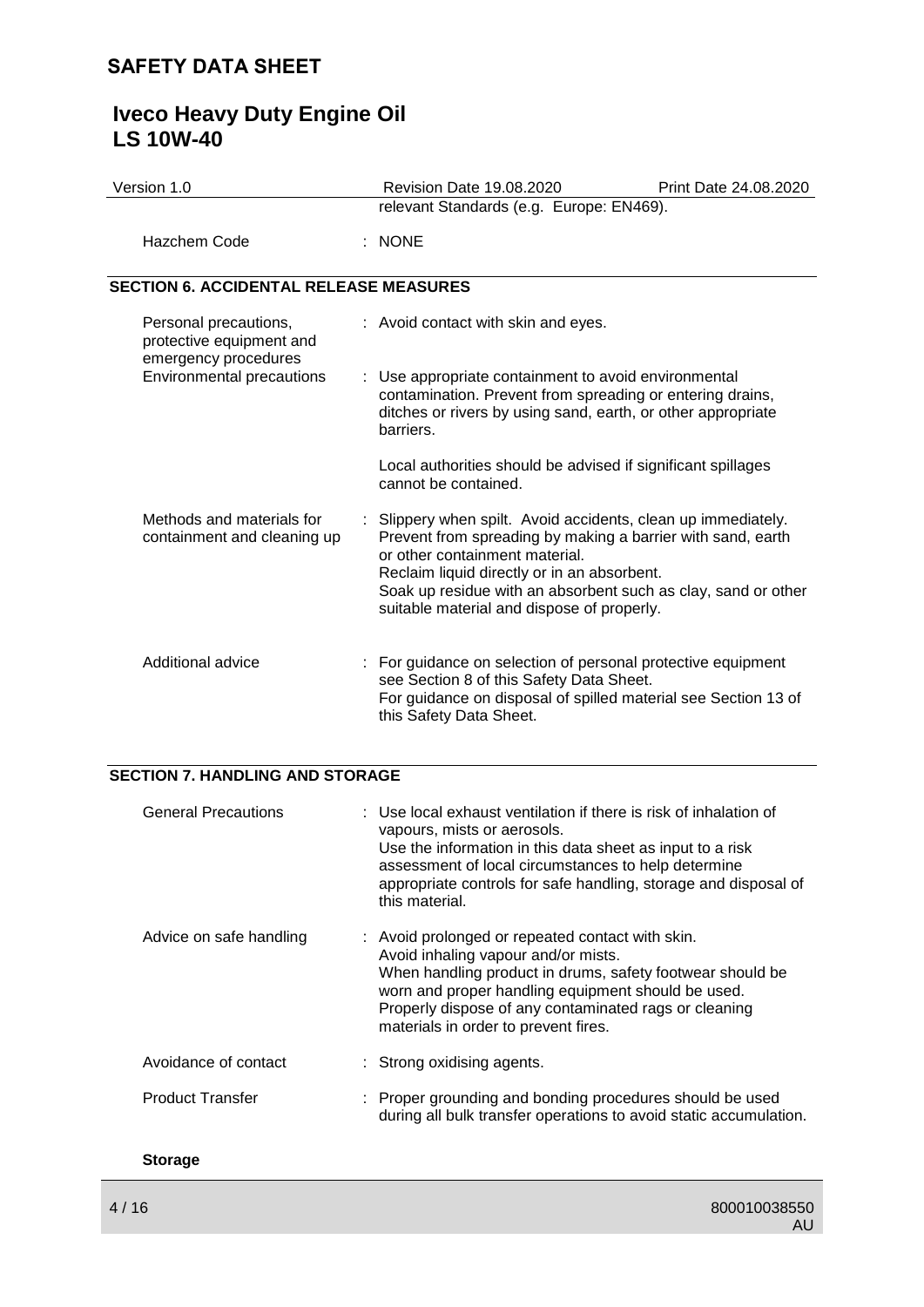relevant Standards (e.g. Europe: EN469).

| | |
|---|---|
| Hazchem Code | : NONE |

## SECTION 6. ACCIDENTAL RELEASE MEASURES

| | |
|---|---|
| Personal precautions, protective equipment and emergency procedures | : Avoid contact with skin and eyes. |
| Environmental precautions | : Use appropriate containment to avoid environmental contamination. Prevent from spreading or entering drains, ditches or rivers by using sand, earth, or other appropriate barriers.<br><br>Local authorities should be advised if significant spillages cannot be contained. |
| Methods and materials for containment and cleaning up | : Slippery when spilt. Avoid accidents, clean up immediately. Prevent from spreading by making a barrier with sand, earth or other containment material.<br>Reclaim liquid directly or in an absorbent.<br>Soak up residue with an absorbent such as clay, sand or other suitable material and dispose of properly. |
| Additional advice | : For guidance on selection of personal protective equipment see Section 8 of this Safety Data Sheet.<br>For guidance on disposal of spilled material see Section 13 of this Safety Data Sheet. |

## SECTION 7. HANDLING AND STORAGE

| | |
|---|---|
| General Precautions | : Use local exhaust ventilation if there is risk of inhalation of vapours, mists or aerosols.<br>Use the information in this data sheet as input to a risk assessment of local circumstances to help determine appropriate controls for safe handling, storage and disposal of this material. |
| Advice on safe handling | : Avoid prolonged or repeated contact with skin.<br>Avoid inhaling vapour and/or mists.<br>When handling product in drums, safety footwear should be worn and proper handling equipment should be used.<br>Properly dispose of any contaminated rags or cleaning materials in order to prevent fires. |
| Avoidance of contact | : Strong oxidising agents. |
| Product Transfer | : Proper grounding and bonding procedures should be used during all bulk transfer operations to avoid static accumulation. |

**Storage**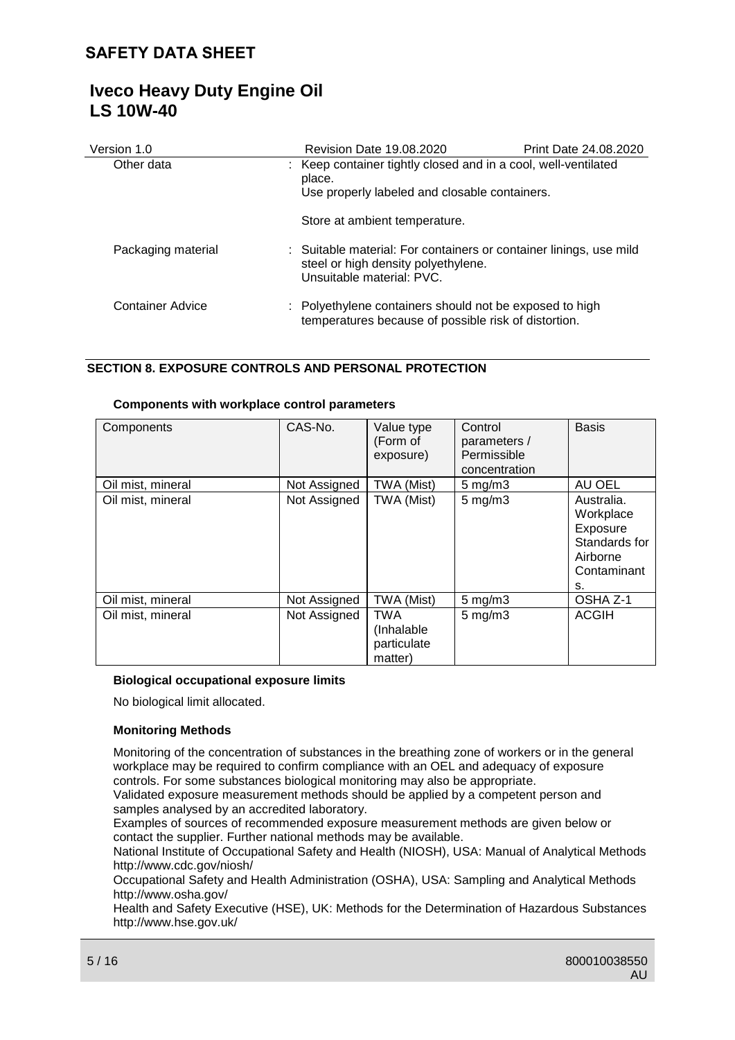| | |
|---|---|
| Other data | : Keep container tightly closed and in a cool, well-ventilated place. Use properly labeled and closable containers. Store at ambient temperature. |
| Packaging material | : Suitable material: For containers or container linings, use mild steel or high density polyethylene. Unsuitable material: PVC. |
| Container Advice | : Polyethylene containers should not be exposed to high temperatures because of possible risk of distortion. |

## SECTION 8. EXPOSURE CONTROLS AND PERSONAL PROTECTION

**Components with workplace control parameters**

| Components | CAS-No. | Value type (Form of exposure) | Control parameters / Permissible concentration | Basis |
|---|---|---|---|---|
| Oil mist, mineral | Not Assigned | TWA (Mist) | 5 mg/m3 | AU OEL |
| Oil mist, mineral | Not Assigned | TWA (Mist) | 5 mg/m3 | Australia. Workplace Exposure Standards for Airborne Contaminants. |
| Oil mist, mineral | Not Assigned | TWA (Mist) | 5 mg/m3 | OSHA Z-1 |
| Oil mist, mineral | Not Assigned | TWA (Inhalable particulate matter) | 5 mg/m3 | ACGIH |

**Biological occupational exposure limits**

No biological limit allocated.

**Monitoring Methods**

Monitoring of the concentration of substances in the breathing zone of workers or in the general workplace may be required to confirm compliance with an OEL and adequacy of exposure controls. For some substances biological monitoring may also be appropriate.
Validated exposure measurement methods should be applied by a competent person and samples analysed by an accredited laboratory.
Examples of sources of recommended exposure measurement methods are given below or contact the supplier. Further national methods may be available.
National Institute of Occupational Safety and Health (NIOSH), USA: Manual of Analytical Methods http://www.cdc.gov/niosh/
Occupational Safety and Health Administration (OSHA), USA: Sampling and Analytical Methods http://www.osha.gov/
Health and Safety Executive (HSE), UK: Methods for the Determination of Hazardous Substances http://www.hse.gov.uk/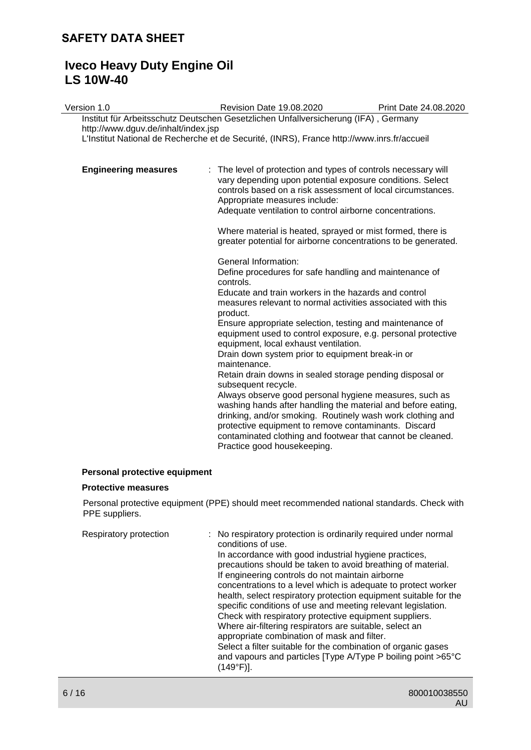Institut für Arbeitsschutz Deutschen Gesetzlichen Unfallversicherung (IFA) , Germany http://www.dguv.de/inhalt/index.jsp
L'Institut National de Recherche et de Securité, (INRS), France http://www.inrs.fr/accueil

**Engineering measures** : The level of protection and types of controls necessary will vary depending upon potential exposure conditions. Select controls based on a risk assessment of local circumstances. Appropriate measures include:
Adequate ventilation to control airborne concentrations.

Where material is heated, sprayed or mist formed, there is greater potential for airborne concentrations to be generated.

General Information:
Define procedures for safe handling and maintenance of controls.
Educate and train workers in the hazards and control measures relevant to normal activities associated with this product.
Ensure appropriate selection, testing and maintenance of equipment used to control exposure, e.g. personal protective equipment, local exhaust ventilation.
Drain down system prior to equipment break-in or maintenance.
Retain drain downs in sealed storage pending disposal or subsequent recycle.
Always observe good personal hygiene measures, such as washing hands after handling the material and before eating, drinking, and/or smoking. Routinely wash work clothing and protective equipment to remove contaminants. Discard contaminated clothing and footwear that cannot be cleaned. Practice good housekeeping.

### Personal protective equipment

#### Protective measures

Personal protective equipment (PPE) should meet recommended national standards. Check with PPE suppliers.

Respiratory protection : No respiratory protection is ordinarily required under normal conditions of use.
In accordance with good industrial hygiene practices, precautions should be taken to avoid breathing of material.
If engineering controls do not maintain airborne concentrations to a level which is adequate to protect worker health, select respiratory protection equipment suitable for the specific conditions of use and meeting relevant legislation.
Check with respiratory protective equipment suppliers.
Where air-filtering respirators are suitable, select an appropriate combination of mask and filter.
Select a filter suitable for the combination of organic gases and vapours and particles [Type A/Type P boiling point >65°C (149°F)].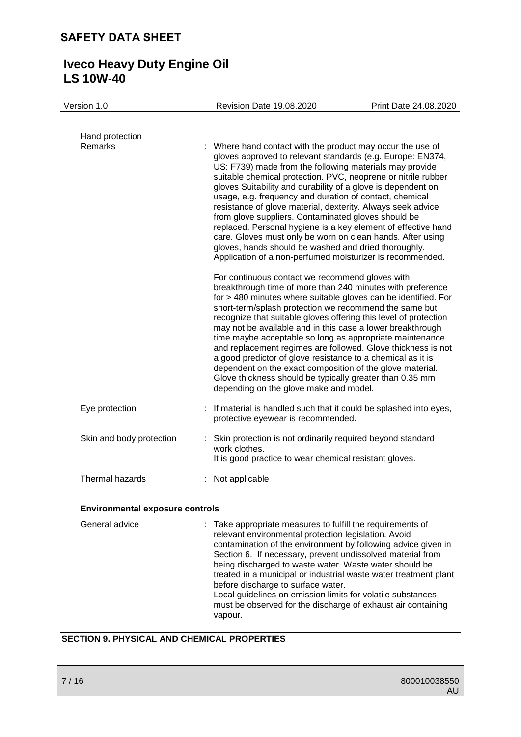Hand protection

| | |
|---|---|
| Remarks | : Where hand contact with the product may occur the use of gloves approved to relevant standards (e.g. Europe: EN374, US: F739) made from the following materials may provide suitable chemical protection. PVC, neoprene or nitrile rubber gloves Suitability and durability of a glove is dependent on usage, e.g. frequency and duration of contact, chemical resistance of glove material, dexterity. Always seek advice from glove suppliers. Contaminated gloves should be replaced. Personal hygiene is a key element of effective hand care. Gloves must only be worn on clean hands. After using gloves, hands should be washed and dried thoroughly. Application of a non-perfumed moisturizer is recommended.<br><br>For continuous contact we recommend gloves with breakthrough time of more than 240 minutes with preference for > 480 minutes where suitable gloves can be identified. For short-term/splash protection we recommend the same but recognize that suitable gloves offering this level of protection may not be available and in this case a lower breakthrough time maybe acceptable so long as appropriate maintenance and replacement regimes are followed. Glove thickness is not a good predictor of glove resistance to a chemical as it is dependent on the exact composition of the glove material. Glove thickness should be typically greater than 0.35 mm depending on the glove make and model. |
| Eye protection | : If material is handled such that it could be splashed into eyes, protective eyewear is recommended. |
| Skin and body protection | : Skin protection is not ordinarily required beyond standard work clothes.<br>It is good practice to wear chemical resistant gloves. |
| Thermal hazards | : Not applicable |

**Environmental exposure controls**

| | |
|---|---|
| General advice | : Take appropriate measures to fulfill the requirements of relevant environmental protection legislation. Avoid contamination of the environment by following advice given in Section 6. If necessary, prevent undissolved material from being discharged to waste water. Waste water should be treated in a municipal or industrial waste water treatment plant before discharge to surface water.<br>Local guidelines on emission limits for volatile substances must be observed for the discharge of exhaust air containing vapour. |

## SECTION 9. PHYSICAL AND CHEMICAL PROPERTIES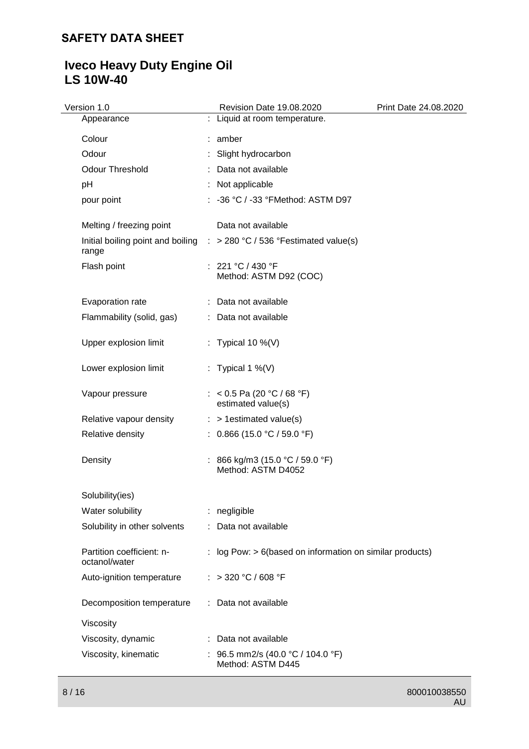| Property | | Value |
|---|---|---|
| Appearance | : | Liquid at room temperature. |
| Colour | : | amber |
| Odour | : | Slight hydrocarbon |
| Odour Threshold | : | Data not available |
| pH | : | Not applicable |
| pour point | : | -36 °C / -33 °FMethod: ASTM D97 |
| Melting / freezing point | | Data not available |
| Initial boiling point and boiling range | : | > 280 °C / 536 °Festimated value(s) |
| Flash point | : | 221 °C / 430 °F<br>Method: ASTM D92 (COC) |
| Evaporation rate | : | Data not available |
| Flammability (solid, gas) | : | Data not available |
| Upper explosion limit | : | Typical 10 %(V) |
| Lower explosion limit | : | Typical 1 %(V) |
| Vapour pressure | : | < 0.5 Pa (20 °C / 68 °F)<br>estimated value(s) |
| Relative vapour density | : | > 1estimated value(s) |
| Relative density | : | 0.866 (15.0 °C / 59.0 °F) |
| Density | : | 866 kg/m3 (15.0 °C / 59.0 °F)<br>Method: ASTM D4052 |
| Solubility(ies) | | |
| Water solubility | : | negligible |
| Solubility in other solvents | : | Data not available |
| Partition coefficient: n-octanol/water | : | log Pow: > 6(based on information on similar products) |
| Auto-ignition temperature | : | > 320 °C / 608 °F |
| Decomposition temperature | : | Data not available |
| Viscosity | | |
| Viscosity, dynamic | : | Data not available |
| Viscosity, kinematic | : | 96.5 mm2/s (40.0 °C / 104.0 °F)<br>Method: ASTM D445 |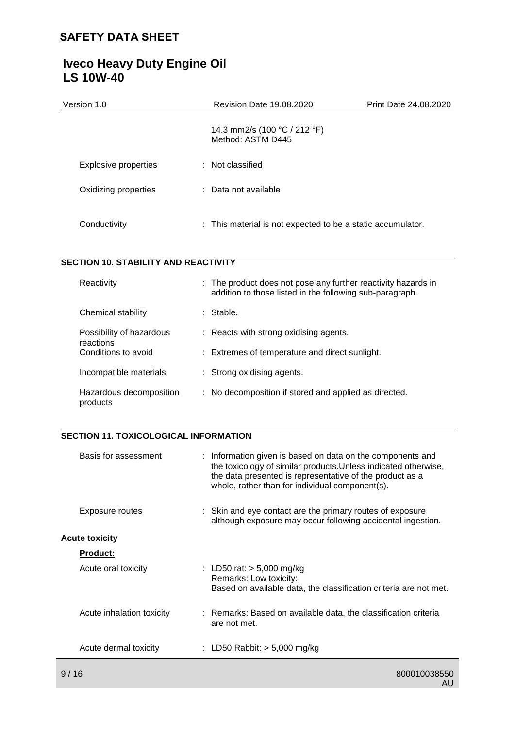| | |
|---|---|
| | 14.3 mm2/s (100 °C / 212 °F)<br>Method: ASTM D445 |
| Explosive properties | : Not classified |
| Oxidizing properties | : Data not available |
| Conductivity | : This material is not expected to be a static accumulator. |

## SECTION 10. STABILITY AND REACTIVITY

| | |
|---|---|
| Reactivity | : The product does not pose any further reactivity hazards in addition to those listed in the following sub-paragraph. |
| Chemical stability | : Stable. |
| Possibility of hazardous reactions | : Reacts with strong oxidising agents. |
| Conditions to avoid | : Extremes of temperature and direct sunlight. |
| Incompatible materials | : Strong oxidising agents. |
| Hazardous decomposition products | : No decomposition if stored and applied as directed. |

## SECTION 11. TOXICOLOGICAL INFORMATION

| | |
|---|---|
| Basis for assessment | : Information given is based on data on the components and the toxicology of similar products.Unless indicated otherwise, the data presented is representative of the product as a whole, rather than for individual component(s). |
| Exposure routes | : Skin and eye contact are the primary routes of exposure although exposure may occur following accidental ingestion. |

**Acute toxicity**

**Product:**

| | |
|---|---|
| Acute oral toxicity | : LD50 rat: > 5,000 mg/kg<br>Remarks: Low toxicity:<br>Based on available data, the classification criteria are not met. |
| Acute inhalation toxicity | : Remarks: Based on available data, the classification criteria are not met. |
| Acute dermal toxicity | : LD50 Rabbit: > 5,000 mg/kg |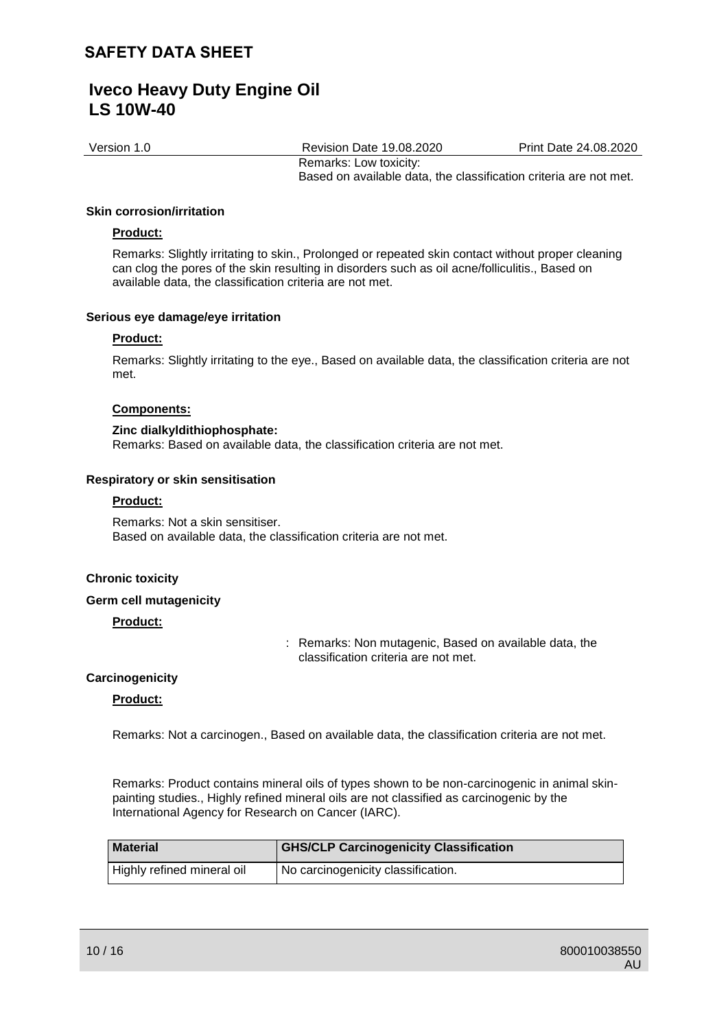Remarks: Low toxicity:
Based on available data, the classification criteria are not met.

**Skin corrosion/irritation**

**Product:**

Remarks: Slightly irritating to skin., Prolonged or repeated skin contact without proper cleaning can clog the pores of the skin resulting in disorders such as oil acne/folliculitis., Based on available data, the classification criteria are not met.

**Serious eye damage/eye irritation**

**Product:**

Remarks: Slightly irritating to the eye., Based on available data, the classification criteria are not met.

**Components:**

**Zinc dialkyldithiophosphate:**
Remarks: Based on available data, the classification criteria are not met.

**Respiratory or skin sensitisation**

**Product:**

Remarks: Not a skin sensitiser.
Based on available data, the classification criteria are not met.

**Chronic toxicity**

**Germ cell mutagenicity**

**Product:**

: Remarks: Non mutagenic, Based on available data, the classification criteria are not met.

**Carcinogenicity**

**Product:**

Remarks: Not a carcinogen., Based on available data, the classification criteria are not met.

Remarks: Product contains mineral oils of types shown to be non-carcinogenic in animal skin-painting studies., Highly refined mineral oils are not classified as carcinogenic by the International Agency for Research on Cancer (IARC).

| Material | GHS/CLP Carcinogenicity Classification |
| --- | --- |
| Highly refined mineral oil | No carcinogenicity classification. |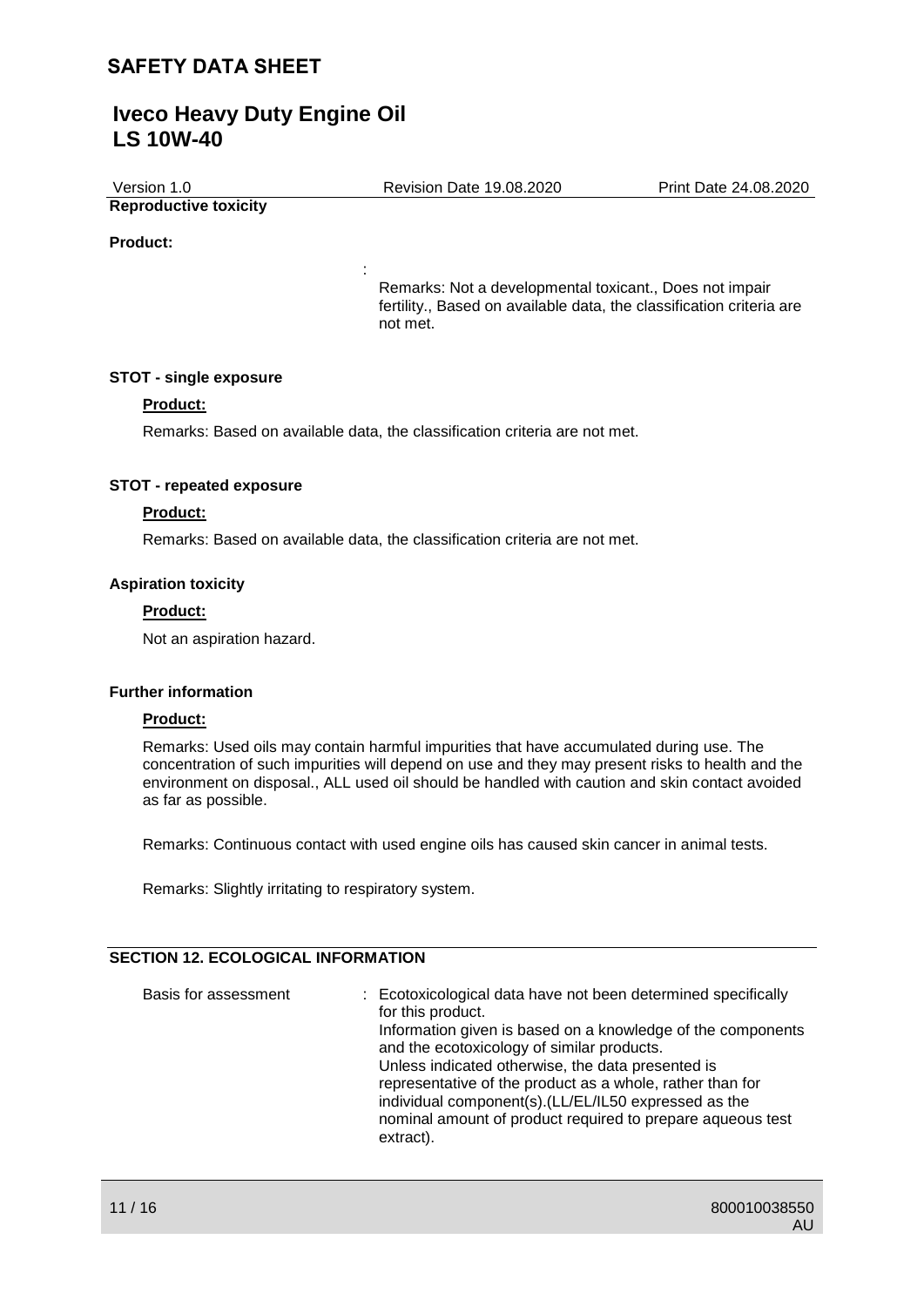**Reproductive toxicity**

**Product:**

: Remarks: Not a developmental toxicant., Does not impair fertility., Based on available data, the classification criteria are not met.

**STOT - single exposure**

**Product:**

Remarks: Based on available data, the classification criteria are not met.

**STOT - repeated exposure**

**Product:**

Remarks: Based on available data, the classification criteria are not met.

**Aspiration toxicity**

**Product:**

Not an aspiration hazard.

**Further information**

**Product:**

Remarks: Used oils may contain harmful impurities that have accumulated during use. The concentration of such impurities will depend on use and they may present risks to health and the environment on disposal., ALL used oil should be handled with caution and skin contact avoided as far as possible.

Remarks: Continuous contact with used engine oils has caused skin cancer in animal tests.

Remarks: Slightly irritating to respiratory system.

## SECTION 12. ECOLOGICAL INFORMATION

| | |
|---|---|
| Basis for assessment | : Ecotoxicological data have not been determined specifically for this product. Information given is based on a knowledge of the components and the ecotoxicology of similar products. Unless indicated otherwise, the data presented is representative of the product as a whole, rather than for individual component(s).(LL/EL/IL50 expressed as the nominal amount of product required to prepare aqueous test extract). |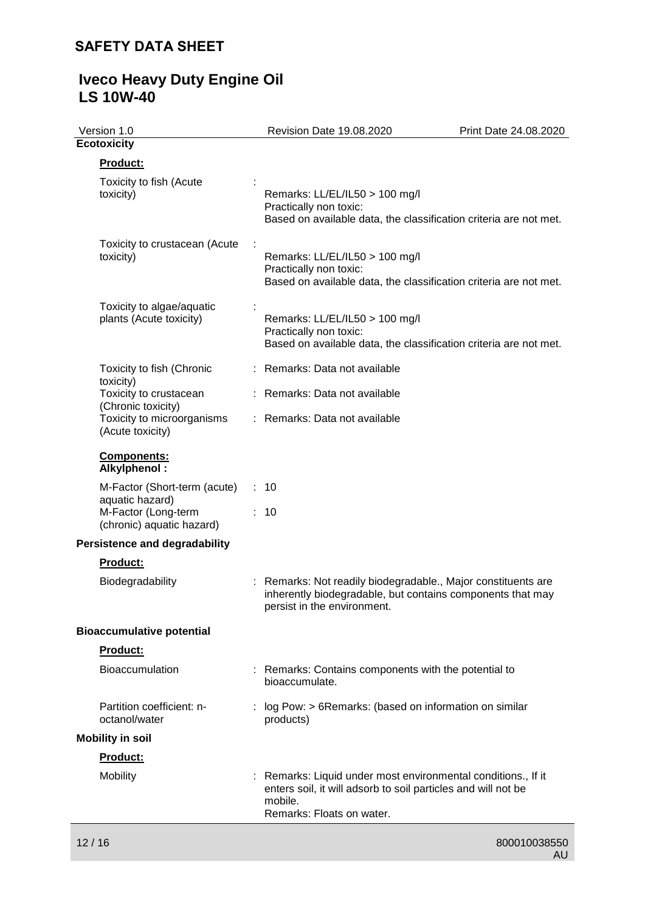**Ecotoxicity**

**Product:**

| | | |
|---|---|---|
| Toxicity to fish (Acute toxicity) | : | Remarks: LL/EL/IL50 > 100 mg/l<br>Practically non toxic:<br>Based on available data, the classification criteria are not met. |
| Toxicity to crustacean (Acute toxicity) | : | Remarks: LL/EL/IL50 > 100 mg/l<br>Practically non toxic:<br>Based on available data, the classification criteria are not met. |
| Toxicity to algae/aquatic plants (Acute toxicity) | : | Remarks: LL/EL/IL50 > 100 mg/l<br>Practically non toxic:<br>Based on available data, the classification criteria are not met. |
| Toxicity to fish (Chronic toxicity) | : | Remarks: Data not available |
| Toxicity to crustacean (Chronic toxicity) | : | Remarks: Data not available |
| Toxicity to microorganisms (Acute toxicity) | : | Remarks: Data not available |

**Components:**
**Alkylphenol :**

| | | |
|---|---|---|
| M-Factor (Short-term (acute) aquatic hazard) | : | 10 |
| M-Factor (Long-term (chronic) aquatic hazard) | : | 10 |

**Persistence and degradability**

**Product:**

| | | |
|---|---|---|
| Biodegradability | : | Remarks: Not readily biodegradable., Major constituents are inherently biodegradable, but contains components that may persist in the environment. |

**Bioaccumulative potential**

**Product:**

| | | |
|---|---|---|
| Bioaccumulation | : | Remarks: Contains components with the potential to bioaccumulate. |
| Partition coefficient: n-octanol/water | : | log Pow: > 6Remarks: (based on information on similar products) |

**Mobility in soil**

**Product:**

| | | |
|---|---|---|
| Mobility | : | Remarks: Liquid under most environmental conditions., If it enters soil, it will adsorb to soil particles and will not be mobile.<br>Remarks: Floats on water. |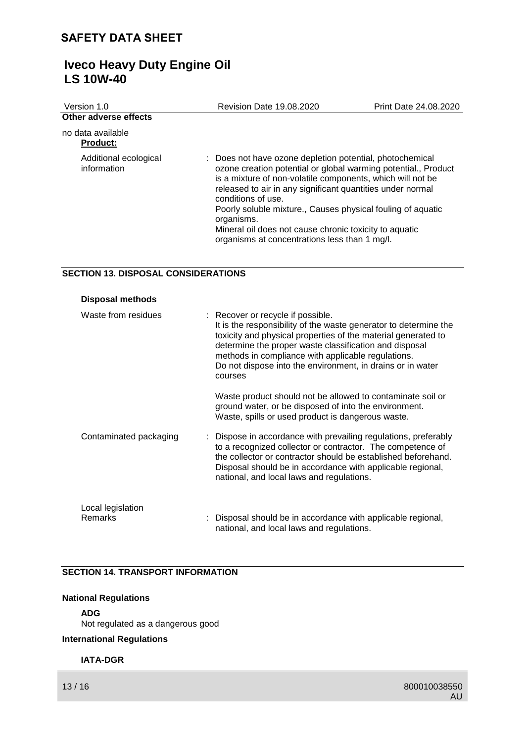**Other adverse effects**

no data available

**Product:**

| | |
|---|---|
| Additional ecological information | : Does not have ozone depletion potential, photochemical ozone creation potential or global warming potential., Product is a mixture of non-volatile components, which will not be released to air in any significant quantities under normal conditions of use.<br>Poorly soluble mixture., Causes physical fouling of aquatic organisms.<br>Mineral oil does not cause chronic toxicity to aquatic organisms at concentrations less than 1 mg/l. |

## SECTION 13. DISPOSAL CONSIDERATIONS

**Disposal methods**

| | |
|---|---|
| Waste from residues | : Recover or recycle if possible.<br>It is the responsibility of the waste generator to determine the toxicity and physical properties of the material generated to determine the proper waste classification and disposal methods in compliance with applicable regulations.<br>Do not dispose into the environment, in drains or in water courses<br><br>Waste product should not be allowed to contaminate soil or ground water, or be disposed of into the environment.<br>Waste, spills or used product is dangerous waste. |
| Contaminated packaging | : Dispose in accordance with prevailing regulations, preferably to a recognized collector or contractor. The competence of the collector or contractor should be established beforehand.<br>Disposal should be in accordance with applicable regional, national, and local laws and regulations. |
| Local legislation<br>Remarks | : Disposal should be in accordance with applicable regional, national, and local laws and regulations. |

## SECTION 14. TRANSPORT INFORMATION

**National Regulations**

**ADG**

Not regulated as a dangerous good

**International Regulations**

**IATA-DGR**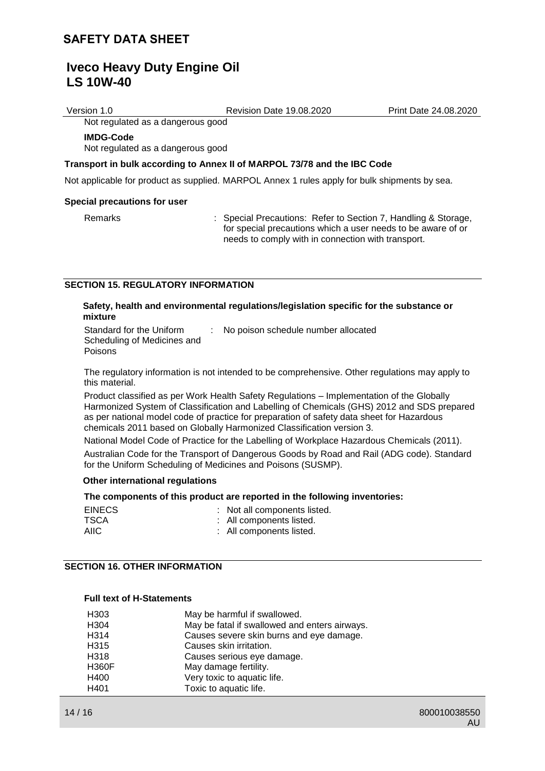Not regulated as a dangerous good

**IMDG-Code**

Not regulated as a dangerous good

**Transport in bulk according to Annex II of MARPOL 73/78 and the IBC Code**

Not applicable for product as supplied. MARPOL Annex 1 rules apply for bulk shipments by sea.

**Special precautions for user**

Remarks : Special Precautions: Refer to Section 7, Handling & Storage, for special precautions which a user needs to be aware of or needs to comply with in connection with transport.

## SECTION 15. REGULATORY INFORMATION

**Safety, health and environmental regulations/legislation specific for the substance or mixture**

Standard for the Uniform Scheduling of Medicines and Poisons : No poison schedule number allocated

The regulatory information is not intended to be comprehensive. Other regulations may apply to this material.

Product classified as per Work Health Safety Regulations – Implementation of the Globally Harmonized System of Classification and Labelling of Chemicals (GHS) 2012 and SDS prepared as per national model code of practice for preparation of safety data sheet for Hazardous chemicals 2011 based on Globally Harmonized Classification version 3.

National Model Code of Practice for the Labelling of Workplace Hazardous Chemicals (2011).

Australian Code for the Transport of Dangerous Goods by Road and Rail (ADG code). Standard for the Uniform Scheduling of Medicines and Poisons (SUSMP).

**Other international regulations**

**The components of this product are reported in the following inventories:**

EINECS : Not all components listed.
TSCA : All components listed.
AIIC : All components listed.

## SECTION 16. OTHER INFORMATION

**Full text of H-Statements**

| | |
|---|---|
| H303 | May be harmful if swallowed. |
| H304 | May be fatal if swallowed and enters airways. |
| H314 | Causes severe skin burns and eye damage. |
| H315 | Causes skin irritation. |
| H318 | Causes serious eye damage. |
| H360F | May damage fertility. |
| H400 | Very toxic to aquatic life. |
| H401 | Toxic to aquatic life. |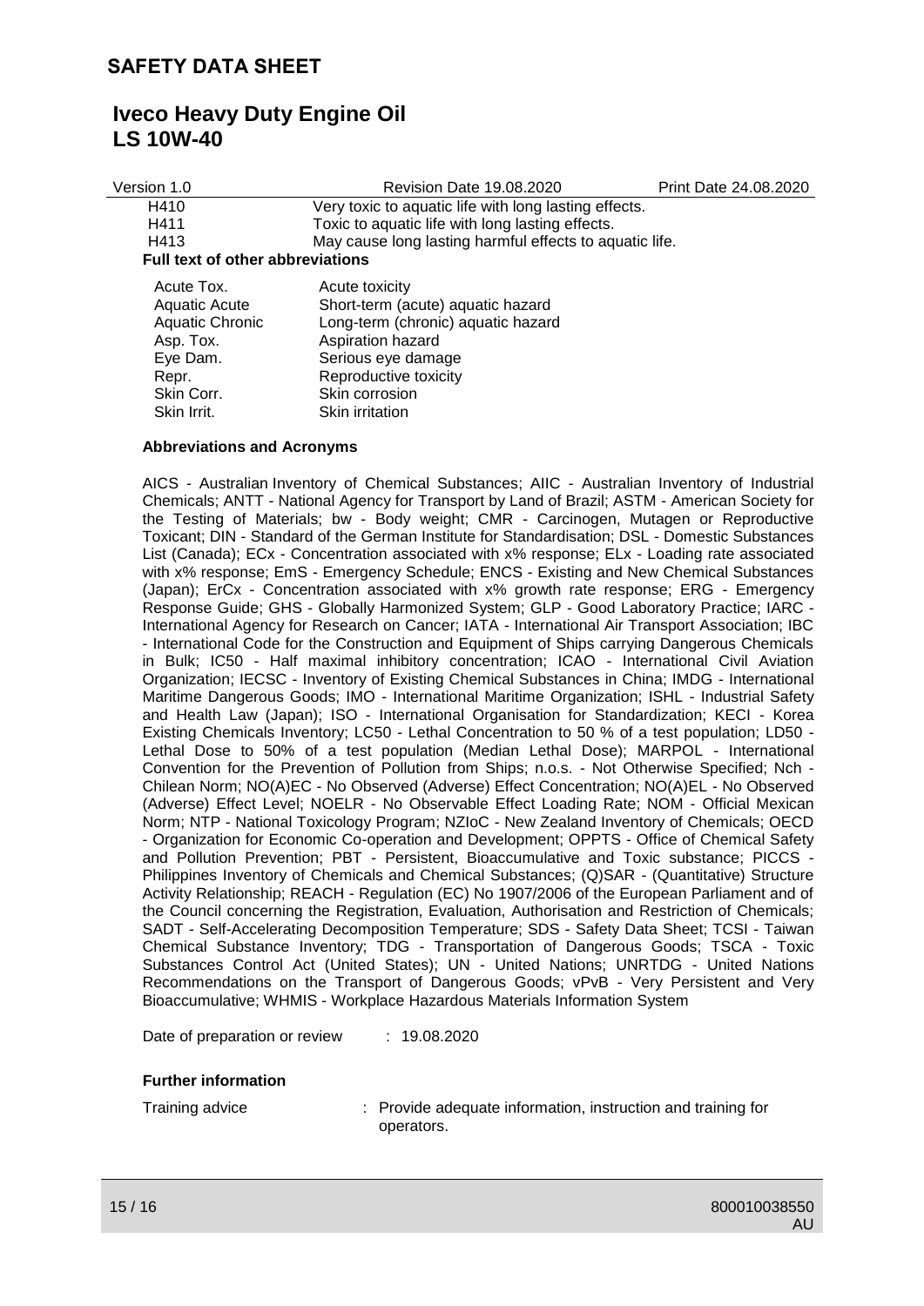| | |
|---|---|
| H410 | Very toxic to aquatic life with long lasting effects. |
| H411 | Toxic to aquatic life with long lasting effects. |
| H413 | May cause long lasting harmful effects to aquatic life. |

**Full text of other abbreviations**

| | |
|---|---|
| Acute Tox. | Acute toxicity |
| Aquatic Acute | Short-term (acute) aquatic hazard |
| Aquatic Chronic | Long-term (chronic) aquatic hazard |
| Asp. Tox. | Aspiration hazard |
| Eye Dam. | Serious eye damage |
| Repr. | Reproductive toxicity |
| Skin Corr. | Skin corrosion |
| Skin Irrit. | Skin irritation |

**Abbreviations and Acronyms**

AICS - Australian Inventory of Chemical Substances; AIIC - Australian Inventory of Industrial Chemicals; ANTT - National Agency for Transport by Land of Brazil; ASTM - American Society for the Testing of Materials; bw - Body weight; CMR - Carcinogen, Mutagen or Reproductive Toxicant; DIN - Standard of the German Institute for Standardisation; DSL - Domestic Substances List (Canada); ECx - Concentration associated with x% response; ELx - Loading rate associated with x% response; EmS - Emergency Schedule; ENCS - Existing and New Chemical Substances (Japan); ErCx - Concentration associated with x% growth rate response; ERG - Emergency Response Guide; GHS - Globally Harmonized System; GLP - Good Laboratory Practice; IARC - International Agency for Research on Cancer; IATA - International Air Transport Association; IBC - International Code for the Construction and Equipment of Ships carrying Dangerous Chemicals in Bulk; IC50 - Half maximal inhibitory concentration; ICAO - International Civil Aviation Organization; IECSC - Inventory of Existing Chemical Substances in China; IMDG - International Maritime Dangerous Goods; IMO - International Maritime Organization; ISHL - Industrial Safety and Health Law (Japan); ISO - International Organisation for Standardization; KECI - Korea Existing Chemicals Inventory; LC50 - Lethal Concentration to 50 % of a test population; LD50 - Lethal Dose to 50% of a test population (Median Lethal Dose); MARPOL - International Convention for the Prevention of Pollution from Ships; n.o.s. - Not Otherwise Specified; Nch - Chilean Norm; NO(A)EC - No Observed (Adverse) Effect Concentration; NO(A)EL - No Observed (Adverse) Effect Level; NOELR - No Observable Effect Loading Rate; NOM - Official Mexican Norm; NTP - National Toxicology Program; NZIoC - New Zealand Inventory of Chemicals; OECD - Organization for Economic Co-operation and Development; OPPTS - Office of Chemical Safety and Pollution Prevention; PBT - Persistent, Bioaccumulative and Toxic substance; PICCS - Philippines Inventory of Chemicals and Chemical Substances; (Q)SAR - (Quantitative) Structure Activity Relationship; REACH - Regulation (EC) No 1907/2006 of the European Parliament and of the Council concerning the Registration, Evaluation, Authorisation and Restriction of Chemicals; SADT - Self-Accelerating Decomposition Temperature; SDS - Safety Data Sheet; TCSI - Taiwan Chemical Substance Inventory; TDG - Transportation of Dangerous Goods; TSCA - Toxic Substances Control Act (United States); UN - United Nations; UNRTDG - United Nations Recommendations on the Transport of Dangerous Goods; vPvB - Very Persistent and Very Bioaccumulative; WHMIS - Workplace Hazardous Materials Information System

Date of preparation or review : 19.08.2020

**Further information**

Training advice : Provide adequate information, instruction and training for operators.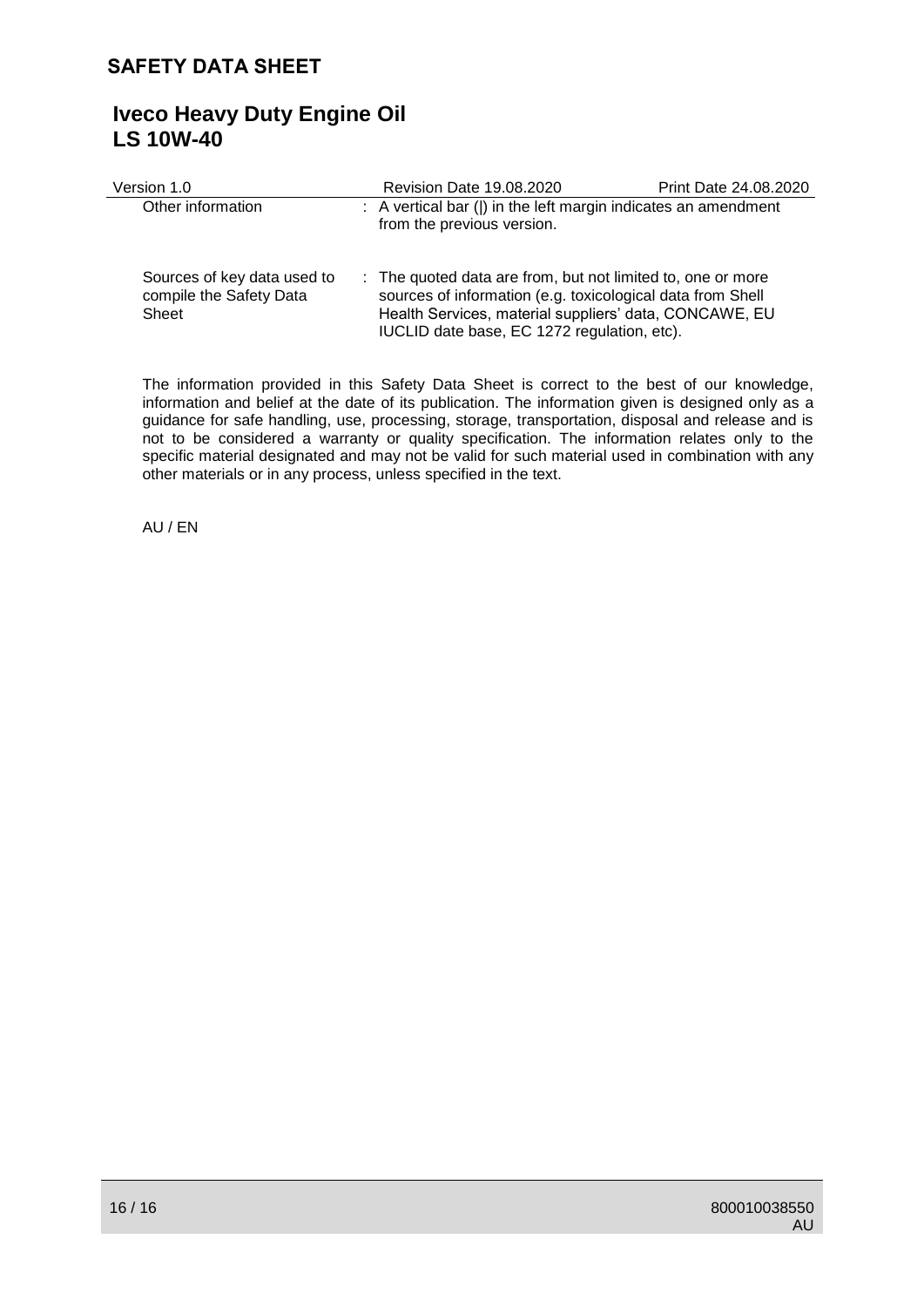Other information : A vertical bar (|) in the left margin indicates an amendment from the previous version.

Sources of key data used to compile the Safety Data Sheet : The quoted data are from, but not limited to, one or more sources of information (e.g. toxicological data from Shell Health Services, material suppliers' data, CONCAWE, EU IUCLID date base, EC 1272 regulation, etc).

The information provided in this Safety Data Sheet is correct to the best of our knowledge, information and belief at the date of its publication. The information given is designed only as a guidance for safe handling, use, processing, storage, transportation, disposal and release and is not to be considered a warranty or quality specification. The information relates only to the specific material designated and may not be valid for such material used in combination with any other materials or in any process, unless specified in the text.

AU / EN